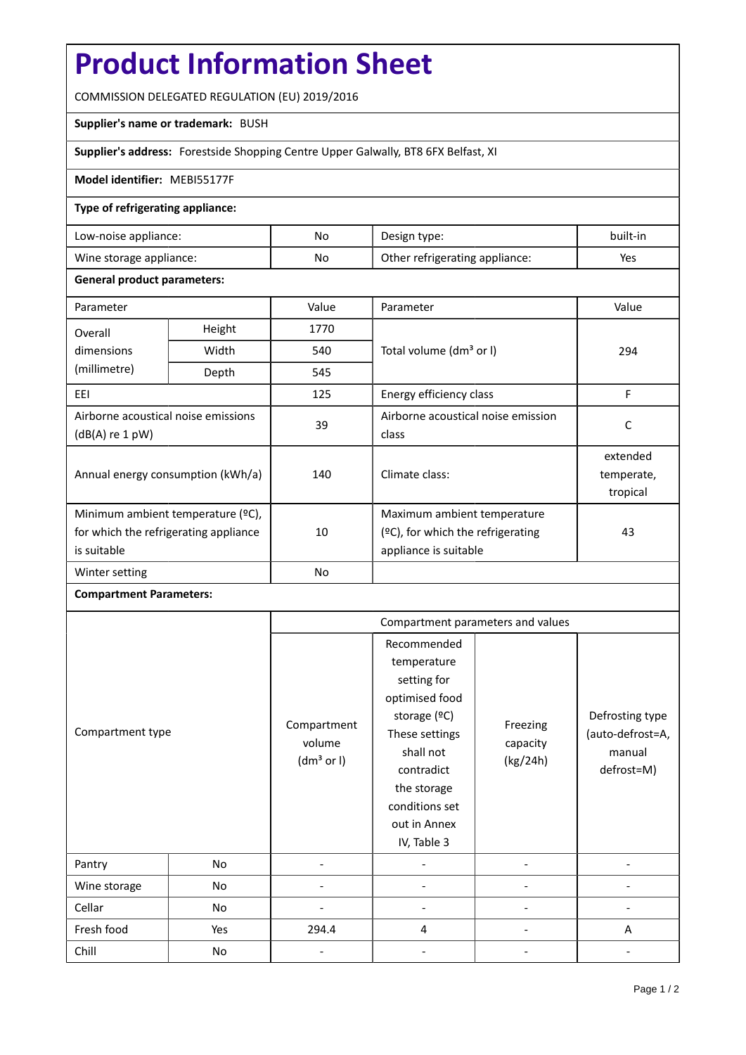# Product Information Sheet

COMMISSION DELEGATED REGULATION (EU) 2019/2016

**Supplier's name or trademark:** BUSH

**Supplier's address:** Forestside Shopping Centre Upper Galwally, BT8 6FX Belfast, XI

**Model identifier:** MEBI55177F

**Type of refrigerating appliance:**

| Low-noise appliance: | No | Design type: | built-in |
|---|---|---|---|
| Wine storage appliance: | No | Other refrigerating appliance: | Yes |

**General product parameters:**

| Parameter | | Value | Parameter | Value |
|---|---|---|---|---|
| Overall dimensions (millimetre) | Height | 1770 | Total volume (dm³ or l) | 294 |
| | Width | 540 | | |
| | Depth | 545 | | |
| EEI | | 125 | Energy efficiency class | F |
| Airborne acoustical noise emissions (dB(A) re 1 pW) | | 39 | Airborne acoustical noise emission class | C |
| Annual energy consumption (kWh/a) | | 140 | Climate class: | extended temperate, tropical |
| Minimum ambient temperature (ºC), for which the refrigerating appliance is suitable | | 10 | Maximum ambient temperature (ºC), for which the refrigerating appliance is suitable | 43 |
| Winter setting | | No | | |

**Compartment Parameters:**

| Compartment type | | Compartment volume (dm³ or l) | Recommended temperature setting for optimised food storage (ºC) These settings shall not contradict the storage conditions set out in Annex IV, Table 3 | Freezing capacity (kg/24h) | Defrosting type (auto-defrost=A, manual defrost=M) |
|---|---|---|---|---|---|
| Pantry | No | - | - | - | - |
| Wine storage | No | - | - | - | - |
| Cellar | No | - | - | - | - |
| Fresh food | Yes | 294.4 | 4 | - | A |
| Chill | No | - | - | - | - |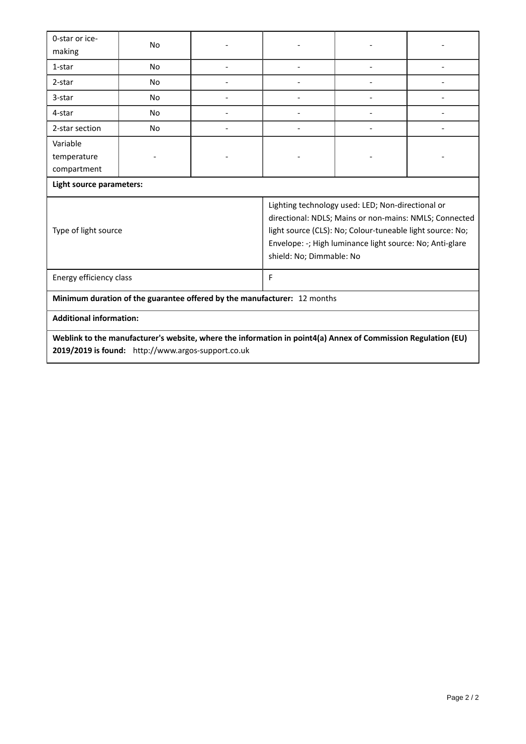| | | | | | |
|---|---|---|---|---|---|
| 0-star or ice-making | No | - | - | - | - |
| 1-star | No | - | - | - | - |
| 2-star | No | - | - | - | - |
| 3-star | No | - | - | - | - |
| 4-star | No | - | - | - | - |
| 2-star section | No | - | - | - | - |
| Variable temperature compartment | - | - | - | - | - |

| | |
|---|---|
| **Light source parameters:** | |
| Type of light source | Lighting technology used: LED; Non-directional or directional: NDLS; Mains or non-mains: NMLS; Connected light source (CLS): No; Colour-tuneable light source: No; Envelope: -; High luminance light source: No; Anti-glare shield: No; Dimmable: No |
| Energy efficiency class | F |
| **Minimum duration of the guarantee offered by the manufacturer:** 12 months | |
| **Additional information:** | |
| **Weblink to the manufacturer's website, where the information in point4(a) Annex of Commission Regulation (EU) 2019/2019 is found:** http://www.argos-support.co.uk | |